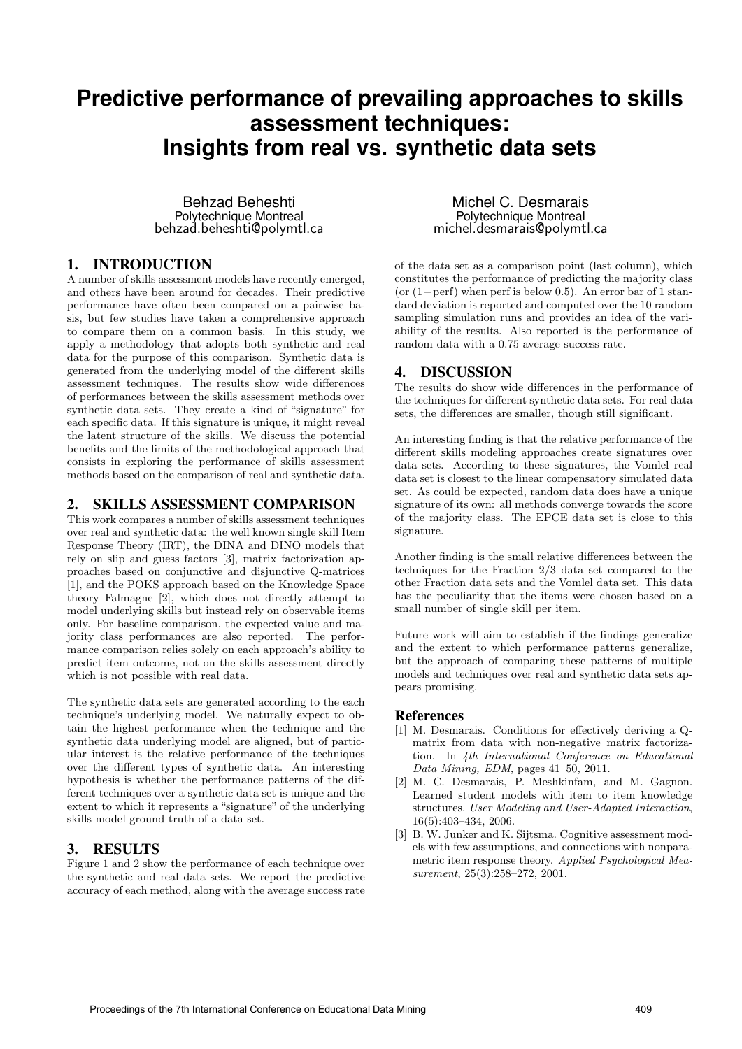# Predictive performance of prevailing approaches to skills assessment techniques: Insights from real vs. synthetic data sets

Behzad Beheshti
Polytechnique Montreal
behzad.beheshti@polymtl.ca

Michel C. Desmarais
Polytechnique Montreal
michel.desmarais@polymtl.ca

## 1. INTRODUCTION

A number of skills assessment models have recently emerged, and others have been around for decades. Their predictive performance have often been compared on a pairwise basis, but few studies have taken a comprehensive approach to compare them on a common basis. In this study, we apply a methodology that adopts both synthetic and real data for the purpose of this comparison. Synthetic data is generated from the underlying model of the different skills assessment techniques. The results show wide differences of performances between the skills assessment methods over synthetic data sets. They create a kind of "signature" for each specific data. If this signature is unique, it might reveal the latent structure of the skills. We discuss the potential benefits and the limits of the methodological approach that consists in exploring the performance of skills assessment methods based on the comparison of real and synthetic data.

## 2. SKILLS ASSESSMENT COMPARISON

This work compares a number of skills assessment techniques over real and synthetic data: the well known single skill Item Response Theory (IRT), the DINA and DINO models that rely on slip and guess factors [3], matrix factorization approaches based on conjunctive and disjunctive Q-matrices [1], and the POKS approach based on the Knowledge Space theory Falmagne [2], which does not directly attempt to model underlying skills but instead rely on observable items only. For baseline comparison, the expected value and majority class performances are also reported. The performance comparison relies solely on each approach's ability to predict item outcome, not on the skills assessment directly which is not possible with real data.

The synthetic data sets are generated according to the each technique's underlying model. We naturally expect to obtain the highest performance when the technique and the synthetic data underlying model are aligned, but of particular interest is the relative performance of the techniques over the different types of synthetic data. An interesting hypothesis is whether the performance patterns of the different techniques over a synthetic data set is unique and the extent to which it represents a "signature" of the underlying skills model ground truth of a data set.

## 3. RESULTS

Figure 1 and 2 show the performance of each technique over the synthetic and real data sets. We report the predictive accuracy of each method, along with the average success rate of the data set as a comparison point (last column), which constitutes the performance of predicting the majority class (or $(1-\text{perf})$ when perf is below 0.5). An error bar of 1 standard deviation is reported and computed over the 10 random sampling simulation runs and provides an idea of the variability of the results. Also reported is the performance of random data with a 0.75 average success rate.

## 4. DISCUSSION

The results do show wide differences in the performance of the techniques for different synthetic data sets. For real data sets, the differences are smaller, though still significant.

An interesting finding is that the relative performance of the different skills modeling approaches create signatures over data sets. According to these signatures, the Vomlel real data set is closest to the linear compensatory simulated data set. As could be expected, random data does have a unique signature of its own: all methods converge towards the score of the majority class. The EPCE data set is close to this signature.

Another finding is the small relative differences between the techniques for the Fraction 2/3 data set compared to the other Fraction data sets and the Vomlel data set. This data has the peculiarity that the items were chosen based on a small number of single skill per item.

Future work will aim to establish if the findings generalize and the extent to which performance patterns generalize, but the approach of comparing these patterns of multiple models and techniques over real and synthetic data sets appears promising.

## References

[1] M. Desmarais. Conditions for effectively deriving a Q-matrix from data with non-negative matrix factorization. In *4th International Conference on Educational Data Mining, EDM*, pages 41–50, 2011.

[2] M. C. Desmarais, P. Meshkinfam, and M. Gagnon. Learned student models with item to item knowledge structures. *User Modeling and User-Adapted Interaction*, 16(5):403–434, 2006.

[3] B. W. Junker and K. Sijtsma. Cognitive assessment models with few assumptions, and connections with nonparametric item response theory. *Applied Psychological Measurement*, 25(3):258–272, 2001.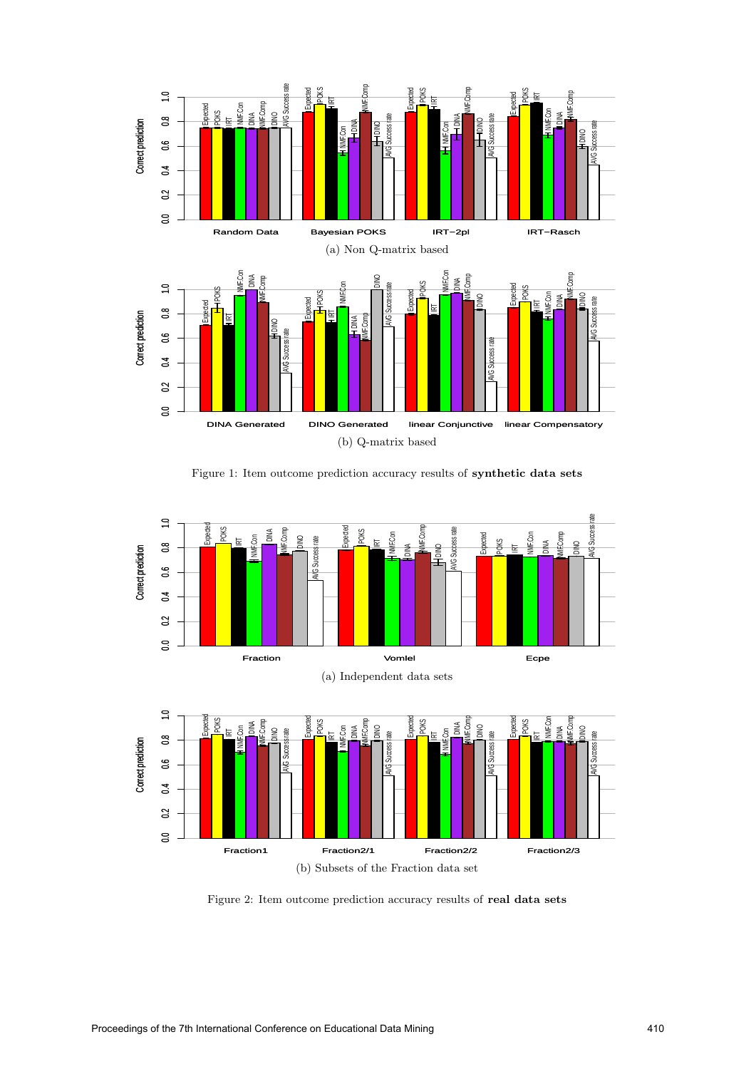Correct prediction

0.0 0.2 0.4 0.6 0.8 1.0

Expected POKS IRT NMF.Con DINA NMF.Comp DINO AVG Success rate

Random Data Bayesian POKS IRT−2pl IRT−Rasch

(a) Non Q-matrix based

Correct prediction

0.0 0.2 0.4 0.6 0.8 1.0

Expected POKS IRT NMF.Con DINA NMF.Comp DINO AVG Success rate

DINA Generated DINO Generated linear Conjunctive linear Compensatory

(b) Q-matrix based

Figure 1: Item outcome prediction accuracy results of **synthetic data sets**

Correct prediction

0.0 0.2 0.4 0.6 0.8 1.0

Expected POKS IRT NMF.Con DINA NMF.Comp DINO AVG Success rate

Fraction Vomlel Ecpe

(a) Independent data sets

Correct prediction

0.0 0.2 0.4 0.6 0.8 1.0

Expected POKS IRT NMF.Con DINA NMF.Comp DINO AVG Success rate

Fraction1 Fraction2/1 Fraction2/2 Fraction2/3

(b) Subsets of the Fraction data set

Figure 2: Item outcome prediction accuracy results of **real data sets**